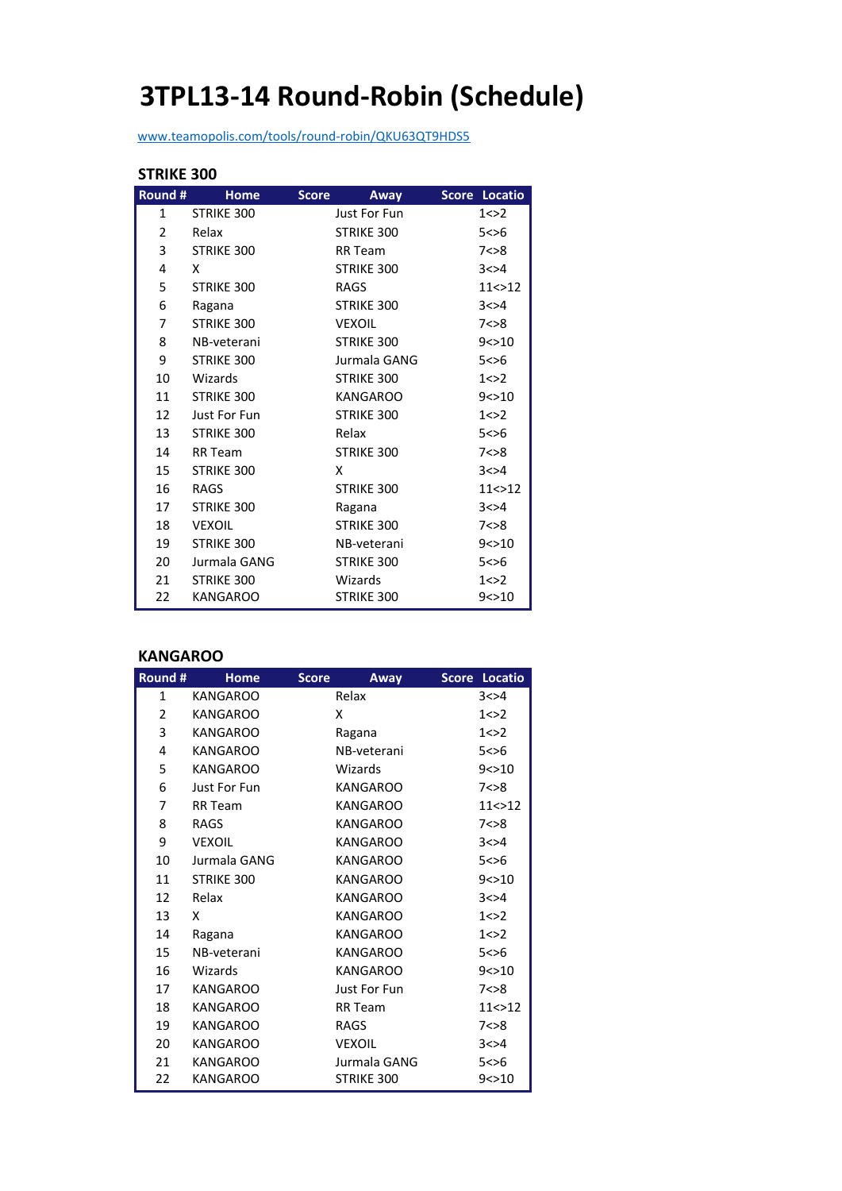# 3TPL13-14 Round-Robin (Schedule)

www.teamopolis.com/tools/round-robin/QKU63QT9HDS5

### STRIKE 300

| Round # | Home | Score | Away | Score | Locatio |
|---|---|---|---|---|---|
| 1 | STRIKE 300 | | Just For Fun | | 1<>2 |
| 2 | Relax | | STRIKE 300 | | 5<>6 |
| 3 | STRIKE 300 | | RR Team | | 7<>8 |
| 4 | X | | STRIKE 300 | | 3<>4 |
| 5 | STRIKE 300 | | RAGS | | 11<>12 |
| 6 | Ragana | | STRIKE 300 | | 3<>4 |
| 7 | STRIKE 300 | | VEXOIL | | 7<>8 |
| 8 | NB-veterani | | STRIKE 300 | | 9<>10 |
| 9 | STRIKE 300 | | Jurmala GANG | | 5<>6 |
| 10 | Wizards | | STRIKE 300 | | 1<>2 |
| 11 | STRIKE 300 | | KANGAROO | | 9<>10 |
| 12 | Just For Fun | | STRIKE 300 | | 1<>2 |
| 13 | STRIKE 300 | | Relax | | 5<>6 |
| 14 | RR Team | | STRIKE 300 | | 7<>8 |
| 15 | STRIKE 300 | | X | | 3<>4 |
| 16 | RAGS | | STRIKE 300 | | 11<>12 |
| 17 | STRIKE 300 | | Ragana | | 3<>4 |
| 18 | VEXOIL | | STRIKE 300 | | 7<>8 |
| 19 | STRIKE 300 | | NB-veterani | | 9<>10 |
| 20 | Jurmala GANG | | STRIKE 300 | | 5<>6 |
| 21 | STRIKE 300 | | Wizards | | 1<>2 |
| 22 | KANGAROO | | STRIKE 300 | | 9<>10 |

### KANGAROO

| Round # | Home | Score | Away | Score | Locatio |
|---|---|---|---|---|---|
| 1 | KANGAROO | | Relax | | 3<>4 |
| 2 | KANGAROO | | X | | 1<>2 |
| 3 | KANGAROO | | Ragana | | 1<>2 |
| 4 | KANGAROO | | NB-veterani | | 5<>6 |
| 5 | KANGAROO | | Wizards | | 9<>10 |
| 6 | Just For Fun | | KANGAROO | | 7<>8 |
| 7 | RR Team | | KANGAROO | | 11<>12 |
| 8 | RAGS | | KANGAROO | | 7<>8 |
| 9 | VEXOIL | | KANGAROO | | 3<>4 |
| 10 | Jurmala GANG | | KANGAROO | | 5<>6 |
| 11 | STRIKE 300 | | KANGAROO | | 9<>10 |
| 12 | Relax | | KANGAROO | | 3<>4 |
| 13 | X | | KANGAROO | | 1<>2 |
| 14 | Ragana | | KANGAROO | | 1<>2 |
| 15 | NB-veterani | | KANGAROO | | 5<>6 |
| 16 | Wizards | | KANGAROO | | 9<>10 |
| 17 | KANGAROO | | Just For Fun | | 7<>8 |
| 18 | KANGAROO | | RR Team | | 11<>12 |
| 19 | KANGAROO | | RAGS | | 7<>8 |
| 20 | KANGAROO | | VEXOIL | | 3<>4 |
| 21 | KANGAROO | | Jurmala GANG | | 5<>6 |
| 22 | KANGAROO | | STRIKE 300 | | 9<>10 |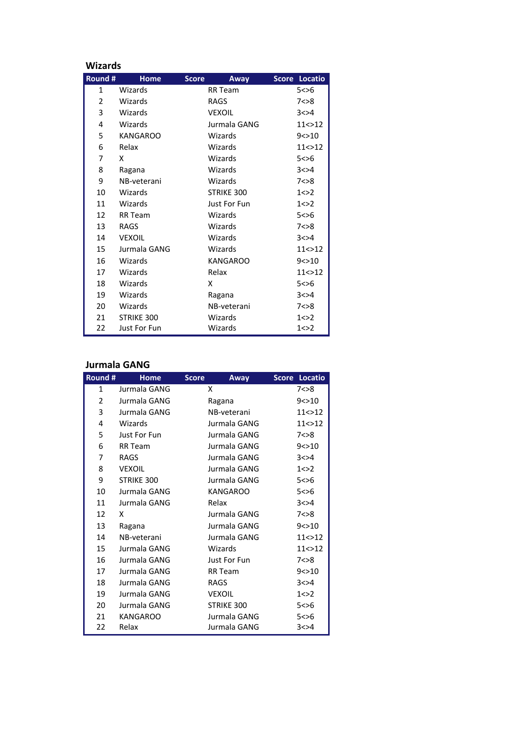## Wizards

| Round # | Home | Score | Away | Score | Locatio |
|---|---|---|---|---|---|
| 1 | Wizards | | RR Team | | 5<>6 |
| 2 | Wizards | | RAGS | | 7<>8 |
| 3 | Wizards | | VEXOIL | | 3<>4 |
| 4 | Wizards | | Jurmala GANG | | 11<>12 |
| 5 | KANGAROO | | Wizards | | 9<>10 |
| 6 | Relax | | Wizards | | 11<>12 |
| 7 | X | | Wizards | | 5<>6 |
| 8 | Ragana | | Wizards | | 3<>4 |
| 9 | NB-veterani | | Wizards | | 7<>8 |
| 10 | Wizards | | STRIKE 300 | | 1<>2 |
| 11 | Wizards | | Just For Fun | | 1<>2 |
| 12 | RR Team | | Wizards | | 5<>6 |
| 13 | RAGS | | Wizards | | 7<>8 |
| 14 | VEXOIL | | Wizards | | 3<>4 |
| 15 | Jurmala GANG | | Wizards | | 11<>12 |
| 16 | Wizards | | KANGAROO | | 9<>10 |
| 17 | Wizards | | Relax | | 11<>12 |
| 18 | Wizards | | X | | 5<>6 |
| 19 | Wizards | | Ragana | | 3<>4 |
| 20 | Wizards | | NB-veterani | | 7<>8 |
| 21 | STRIKE 300 | | Wizards | | 1<>2 |
| 22 | Just For Fun | | Wizards | | 1<>2 |

## Jurmala GANG

| Round # | Home | Score | Away | Score | Locatio |
|---|---|---|---|---|---|
| 1 | Jurmala GANG | | X | | 7<>8 |
| 2 | Jurmala GANG | | Ragana | | 9<>10 |
| 3 | Jurmala GANG | | NB-veterani | | 11<>12 |
| 4 | Wizards | | Jurmala GANG | | 11<>12 |
| 5 | Just For Fun | | Jurmala GANG | | 7<>8 |
| 6 | RR Team | | Jurmala GANG | | 9<>10 |
| 7 | RAGS | | Jurmala GANG | | 3<>4 |
| 8 | VEXOIL | | Jurmala GANG | | 1<>2 |
| 9 | STRIKE 300 | | Jurmala GANG | | 5<>6 |
| 10 | Jurmala GANG | | KANGAROO | | 5<>6 |
| 11 | Jurmala GANG | | Relax | | 3<>4 |
| 12 | X | | Jurmala GANG | | 7<>8 |
| 13 | Ragana | | Jurmala GANG | | 9<>10 |
| 14 | NB-veterani | | Jurmala GANG | | 11<>12 |
| 15 | Jurmala GANG | | Wizards | | 11<>12 |
| 16 | Jurmala GANG | | Just For Fun | | 7<>8 |
| 17 | Jurmala GANG | | RR Team | | 9<>10 |
| 18 | Jurmala GANG | | RAGS | | 3<>4 |
| 19 | Jurmala GANG | | VEXOIL | | 1<>2 |
| 20 | Jurmala GANG | | STRIKE 300 | | 5<>6 |
| 21 | KANGAROO | | Jurmala GANG | | 5<>6 |
| 22 | Relax | | Jurmala GANG | | 3<>4 |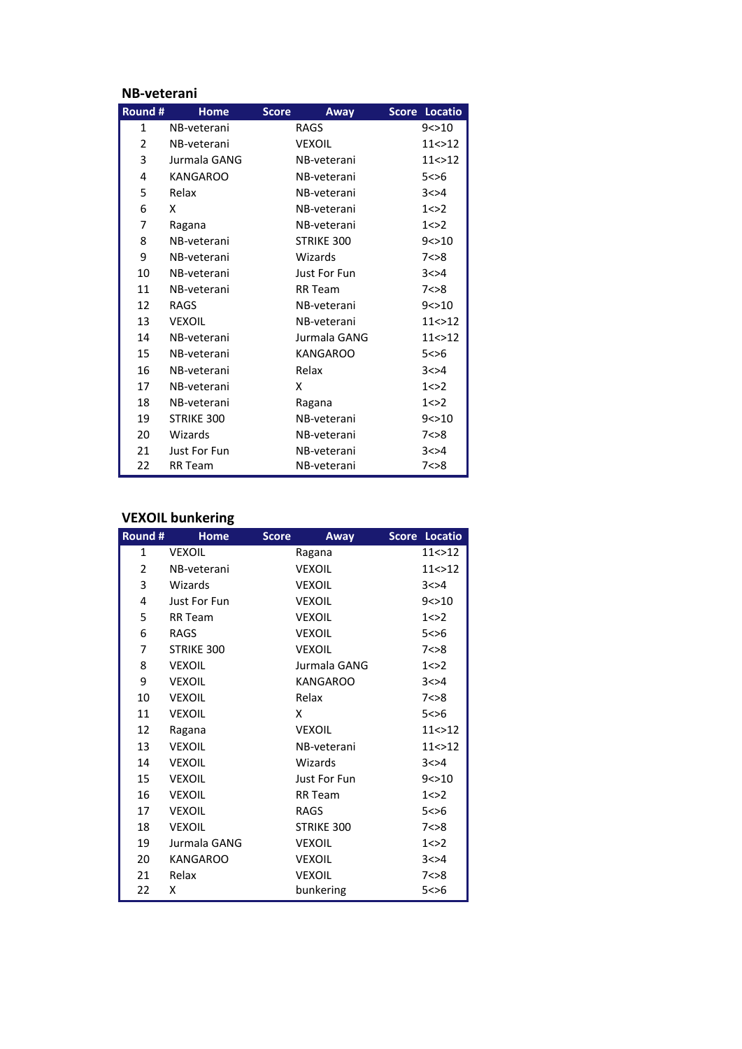## NB-veterani

| Round # | Home | Score | Away | Score | Locatio |
|---|---|---|---|---|---|
| 1 | NB-veterani | | RAGS | | 9<>10 |
| 2 | NB-veterani | | VEXOIL | | 11<>12 |
| 3 | Jurmala GANG | | NB-veterani | | 11<>12 |
| 4 | KANGAROO | | NB-veterani | | 5<>6 |
| 5 | Relax | | NB-veterani | | 3<>4 |
| 6 | X | | NB-veterani | | 1<>2 |
| 7 | Ragana | | NB-veterani | | 1<>2 |
| 8 | NB-veterani | | STRIKE 300 | | 9<>10 |
| 9 | NB-veterani | | Wizards | | 7<>8 |
| 10 | NB-veterani | | Just For Fun | | 3<>4 |
| 11 | NB-veterani | | RR Team | | 7<>8 |
| 12 | RAGS | | NB-veterani | | 9<>10 |
| 13 | VEXOIL | | NB-veterani | | 11<>12 |
| 14 | NB-veterani | | Jurmala GANG | | 11<>12 |
| 15 | NB-veterani | | KANGAROO | | 5<>6 |
| 16 | NB-veterani | | Relax | | 3<>4 |
| 17 | NB-veterani | | X | | 1<>2 |
| 18 | NB-veterani | | Ragana | | 1<>2 |
| 19 | STRIKE 300 | | NB-veterani | | 9<>10 |
| 20 | Wizards | | NB-veterani | | 7<>8 |
| 21 | Just For Fun | | NB-veterani | | 3<>4 |
| 22 | RR Team | | NB-veterani | | 7<>8 |

## VEXOIL bunkering

| Round # | Home | Score | Away | Score | Locatio |
|---|---|---|---|---|---|
| 1 | VEXOIL | | Ragana | | 11<>12 |
| 2 | NB-veterani | | VEXOIL | | 11<>12 |
| 3 | Wizards | | VEXOIL | | 3<>4 |
| 4 | Just For Fun | | VEXOIL | | 9<>10 |
| 5 | RR Team | | VEXOIL | | 1<>2 |
| 6 | RAGS | | VEXOIL | | 5<>6 |
| 7 | STRIKE 300 | | VEXOIL | | 7<>8 |
| 8 | VEXOIL | | Jurmala GANG | | 1<>2 |
| 9 | VEXOIL | | KANGAROO | | 3<>4 |
| 10 | VEXOIL | | Relax | | 7<>8 |
| 11 | VEXOIL | | X | | 5<>6 |
| 12 | Ragana | | VEXOIL | | 11<>12 |
| 13 | VEXOIL | | NB-veterani | | 11<>12 |
| 14 | VEXOIL | | Wizards | | 3<>4 |
| 15 | VEXOIL | | Just For Fun | | 9<>10 |
| 16 | VEXOIL | | RR Team | | 1<>2 |
| 17 | VEXOIL | | RAGS | | 5<>6 |
| 18 | VEXOIL | | STRIKE 300 | | 7<>8 |
| 19 | Jurmala GANG | | VEXOIL | | 1<>2 |
| 20 | KANGAROO | | VEXOIL | | 3<>4 |
| 21 | Relax | | VEXOIL | | 7<>8 |
| 22 | X | | bunkering | | 5<>6 |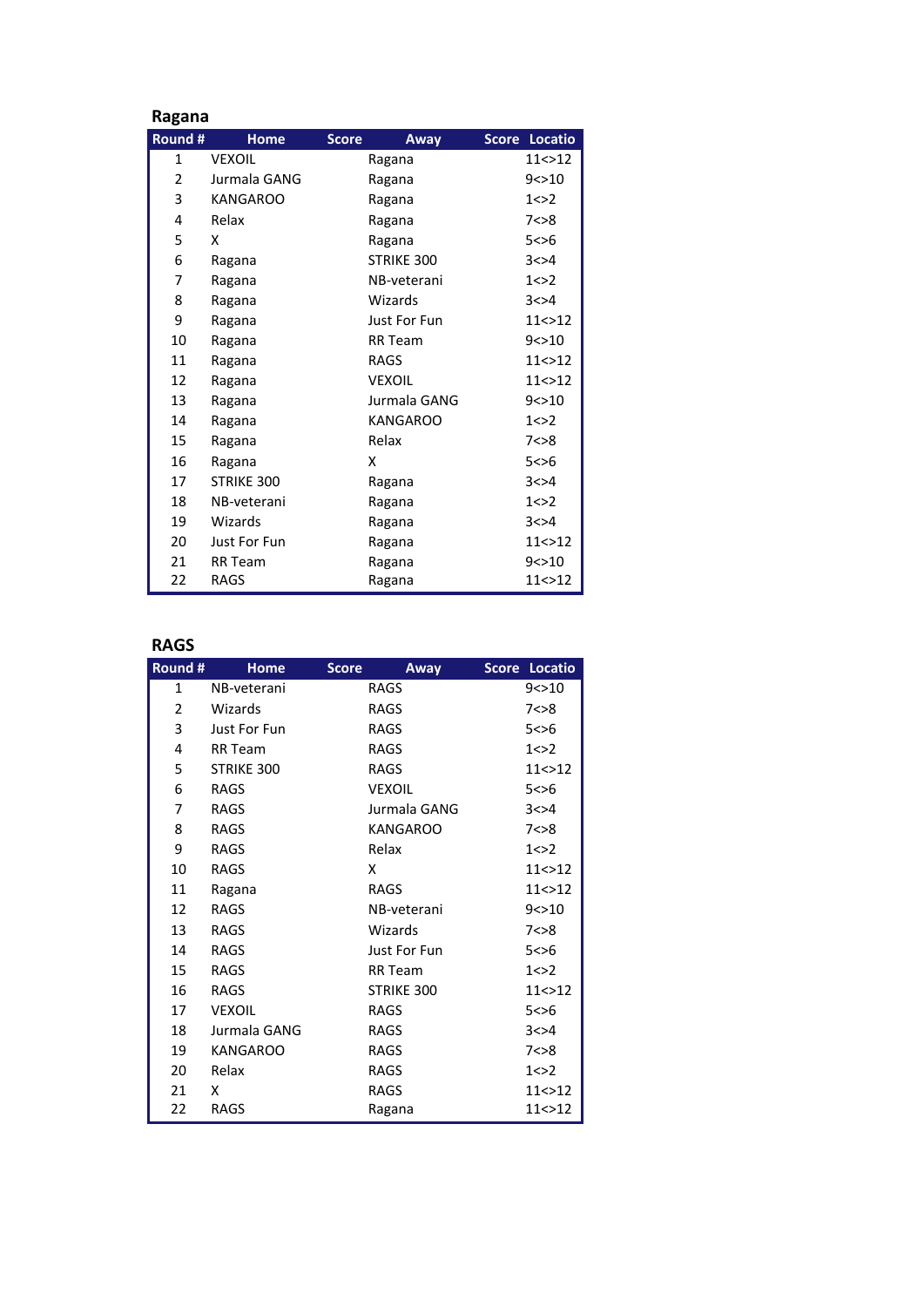## Ragana

| Round # | Home | Score | Away | Score | Locatio |
|---|---|---|---|---|---|
| 1 | VEXOIL | | Ragana | | 11<>12 |
| 2 | Jurmala GANG | | Ragana | | 9<>10 |
| 3 | KANGAROO | | Ragana | | 1<>2 |
| 4 | Relax | | Ragana | | 7<>8 |
| 5 | X | | Ragana | | 5<>6 |
| 6 | Ragana | | STRIKE 300 | | 3<>4 |
| 7 | Ragana | | NB-veterani | | 1<>2 |
| 8 | Ragana | | Wizards | | 3<>4 |
| 9 | Ragana | | Just For Fun | | 11<>12 |
| 10 | Ragana | | RR Team | | 9<>10 |
| 11 | Ragana | | RAGS | | 11<>12 |
| 12 | Ragana | | VEXOIL | | 11<>12 |
| 13 | Ragana | | Jurmala GANG | | 9<>10 |
| 14 | Ragana | | KANGAROO | | 1<>2 |
| 15 | Ragana | | Relax | | 7<>8 |
| 16 | Ragana | | X | | 5<>6 |
| 17 | STRIKE 300 | | Ragana | | 3<>4 |
| 18 | NB-veterani | | Ragana | | 1<>2 |
| 19 | Wizards | | Ragana | | 3<>4 |
| 20 | Just For Fun | | Ragana | | 11<>12 |
| 21 | RR Team | | Ragana | | 9<>10 |
| 22 | RAGS | | Ragana | | 11<>12 |

## RAGS

| Round # | Home | Score | Away | Score | Locatio |
|---|---|---|---|---|---|
| 1 | NB-veterani | | RAGS | | 9<>10 |
| 2 | Wizards | | RAGS | | 7<>8 |
| 3 | Just For Fun | | RAGS | | 5<>6 |
| 4 | RR Team | | RAGS | | 1<>2 |
| 5 | STRIKE 300 | | RAGS | | 11<>12 |
| 6 | RAGS | | VEXOIL | | 5<>6 |
| 7 | RAGS | | Jurmala GANG | | 3<>4 |
| 8 | RAGS | | KANGAROO | | 7<>8 |
| 9 | RAGS | | Relax | | 1<>2 |
| 10 | RAGS | | X | | 11<>12 |
| 11 | Ragana | | RAGS | | 11<>12 |
| 12 | RAGS | | NB-veterani | | 9<>10 |
| 13 | RAGS | | Wizards | | 7<>8 |
| 14 | RAGS | | Just For Fun | | 5<>6 |
| 15 | RAGS | | RR Team | | 1<>2 |
| 16 | RAGS | | STRIKE 300 | | 11<>12 |
| 17 | VEXOIL | | RAGS | | 5<>6 |
| 18 | Jurmala GANG | | RAGS | | 3<>4 |
| 19 | KANGAROO | | RAGS | | 7<>8 |
| 20 | Relax | | RAGS | | 1<>2 |
| 21 | X | | RAGS | | 11<>12 |
| 22 | RAGS | | Ragana | | 11<>12 |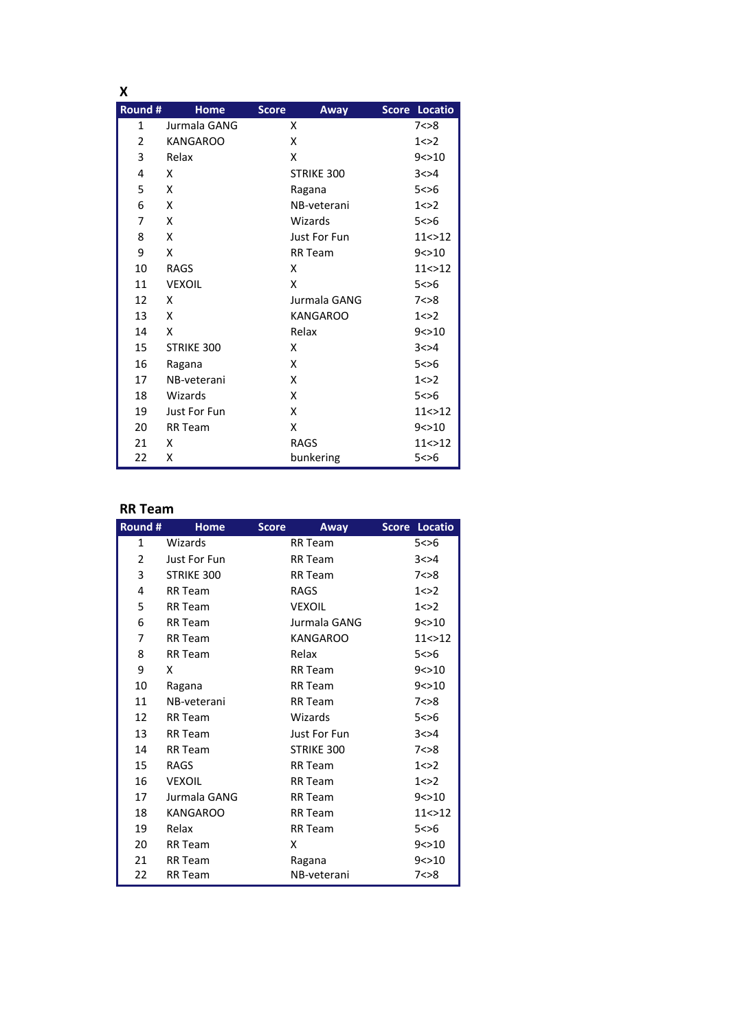## X

| Round # | Home | Score | Away | Score | Locatio |
|---|---|---|---|---|---|
| 1 | Jurmala GANG | | X | | 7<>8 |
| 2 | KANGAROO | | X | | 1<>2 |
| 3 | Relax | | X | | 9<>10 |
| 4 | X | | STRIKE 300 | | 3<>4 |
| 5 | X | | Ragana | | 5<>6 |
| 6 | X | | NB-veterani | | 1<>2 |
| 7 | X | | Wizards | | 5<>6 |
| 8 | X | | Just For Fun | | 11<>12 |
| 9 | X | | RR Team | | 9<>10 |
| 10 | RAGS | | X | | 11<>12 |
| 11 | VEXOIL | | X | | 5<>6 |
| 12 | X | | Jurmala GANG | | 7<>8 |
| 13 | X | | KANGAROO | | 1<>2 |
| 14 | X | | Relax | | 9<>10 |
| 15 | STRIKE 300 | | X | | 3<>4 |
| 16 | Ragana | | X | | 5<>6 |
| 17 | NB-veterani | | X | | 1<>2 |
| 18 | Wizards | | X | | 5<>6 |
| 19 | Just For Fun | | X | | 11<>12 |
| 20 | RR Team | | X | | 9<>10 |
| 21 | X | | RAGS | | 11<>12 |
| 22 | X | | bunkering | | 5<>6 |

## RR Team

| Round # | Home | Score | Away | Score | Locatio |
|---|---|---|---|---|---|
| 1 | Wizards | | RR Team | | 5<>6 |
| 2 | Just For Fun | | RR Team | | 3<>4 |
| 3 | STRIKE 300 | | RR Team | | 7<>8 |
| 4 | RR Team | | RAGS | | 1<>2 |
| 5 | RR Team | | VEXOIL | | 1<>2 |
| 6 | RR Team | | Jurmala GANG | | 9<>10 |
| 7 | RR Team | | KANGAROO | | 11<>12 |
| 8 | RR Team | | Relax | | 5<>6 |
| 9 | X | | RR Team | | 9<>10 |
| 10 | Ragana | | RR Team | | 9<>10 |
| 11 | NB-veterani | | RR Team | | 7<>8 |
| 12 | RR Team | | Wizards | | 5<>6 |
| 13 | RR Team | | Just For Fun | | 3<>4 |
| 14 | RR Team | | STRIKE 300 | | 7<>8 |
| 15 | RAGS | | RR Team | | 1<>2 |
| 16 | VEXOIL | | RR Team | | 1<>2 |
| 17 | Jurmala GANG | | RR Team | | 9<>10 |
| 18 | KANGAROO | | RR Team | | 11<>12 |
| 19 | Relax | | RR Team | | 5<>6 |
| 20 | RR Team | | X | | 9<>10 |
| 21 | RR Team | | Ragana | | 9<>10 |
| 22 | RR Team | | NB-veterani | | 7<>8 |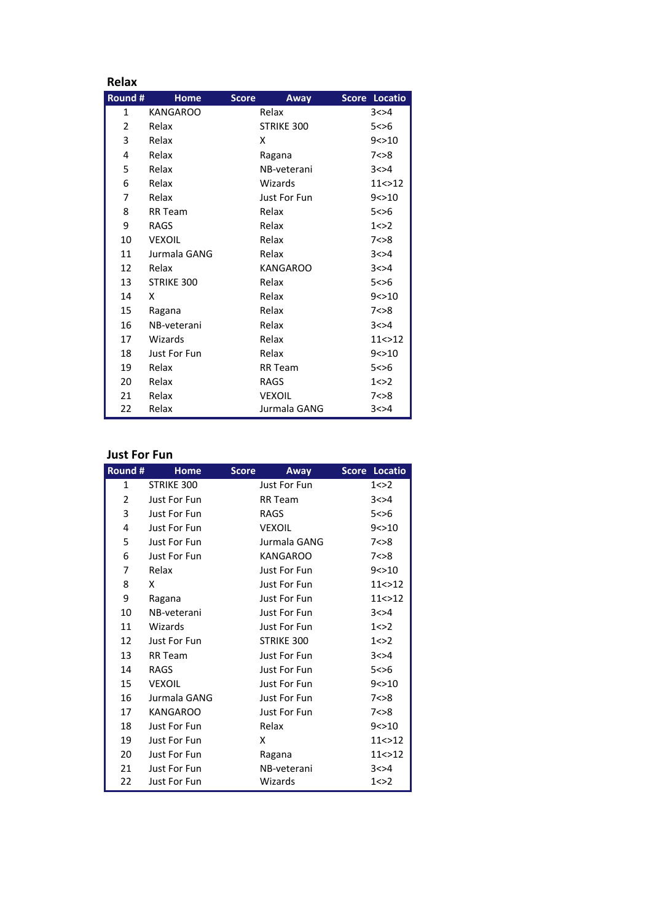## Relax

| Round # | Home | Score | Away | Score | Locatio |
|---|---|---|---|---|---|
| 1 | KANGAROO | | Relax | | 3<>4 |
| 2 | Relax | | STRIKE 300 | | 5<>6 |
| 3 | Relax | | X | | 9<>10 |
| 4 | Relax | | Ragana | | 7<>8 |
| 5 | Relax | | NB-veterani | | 3<>4 |
| 6 | Relax | | Wizards | | 11<>12 |
| 7 | Relax | | Just For Fun | | 9<>10 |
| 8 | RR Team | | Relax | | 5<>6 |
| 9 | RAGS | | Relax | | 1<>2 |
| 10 | VEXOIL | | Relax | | 7<>8 |
| 11 | Jurmala GANG | | Relax | | 3<>4 |
| 12 | Relax | | KANGAROO | | 3<>4 |
| 13 | STRIKE 300 | | Relax | | 5<>6 |
| 14 | X | | Relax | | 9<>10 |
| 15 | Ragana | | Relax | | 7<>8 |
| 16 | NB-veterani | | Relax | | 3<>4 |
| 17 | Wizards | | Relax | | 11<>12 |
| 18 | Just For Fun | | Relax | | 9<>10 |
| 19 | Relax | | RR Team | | 5<>6 |
| 20 | Relax | | RAGS | | 1<>2 |
| 21 | Relax | | VEXOIL | | 7<>8 |
| 22 | Relax | | Jurmala GANG | | 3<>4 |

## Just For Fun

| Round # | Home | Score | Away | Score | Locatio |
|---|---|---|---|---|---|
| 1 | STRIKE 300 | | Just For Fun | | 1<>2 |
| 2 | Just For Fun | | RR Team | | 3<>4 |
| 3 | Just For Fun | | RAGS | | 5<>6 |
| 4 | Just For Fun | | VEXOIL | | 9<>10 |
| 5 | Just For Fun | | Jurmala GANG | | 7<>8 |
| 6 | Just For Fun | | KANGAROO | | 7<>8 |
| 7 | Relax | | Just For Fun | | 9<>10 |
| 8 | X | | Just For Fun | | 11<>12 |
| 9 | Ragana | | Just For Fun | | 11<>12 |
| 10 | NB-veterani | | Just For Fun | | 3<>4 |
| 11 | Wizards | | Just For Fun | | 1<>2 |
| 12 | Just For Fun | | STRIKE 300 | | 1<>2 |
| 13 | RR Team | | Just For Fun | | 3<>4 |
| 14 | RAGS | | Just For Fun | | 5<>6 |
| 15 | VEXOIL | | Just For Fun | | 9<>10 |
| 16 | Jurmala GANG | | Just For Fun | | 7<>8 |
| 17 | KANGAROO | | Just For Fun | | 7<>8 |
| 18 | Just For Fun | | Relax | | 9<>10 |
| 19 | Just For Fun | | X | | 11<>12 |
| 20 | Just For Fun | | Ragana | | 11<>12 |
| 21 | Just For Fun | | NB-veterani | | 3<>4 |
| 22 | Just For Fun | | Wizards | | 1<>2 |